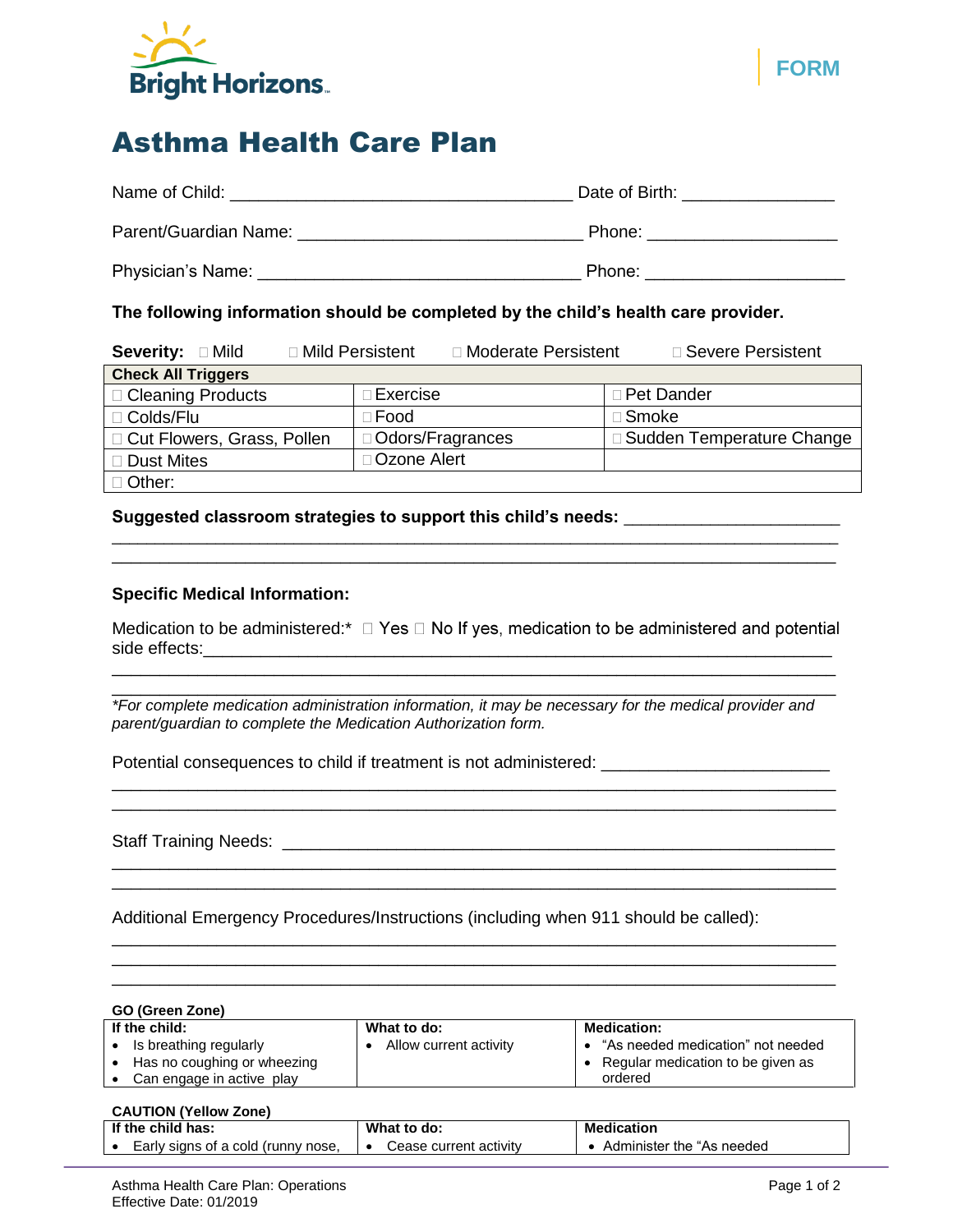Bright Horizons

FORM

# Asthma Health Care Plan

Name of Child: ___________________________________ Date of Birth: _______________

Parent/Guardian Name: _____________________________ Phone: ___________________

Physician's Name: _________________________________ Phone: ____________________

**The following information should be completed by the child's health care provider.**

**Severity:** ☐ Mild ☐ Mild Persistent ☐ Moderate Persistent ☐ Severe Persistent

| **Check All Triggers** | | |
|---|---|---|
| ☐ Cleaning Products | ☐ Exercise | ☐ Pet Dander |
| ☐ Colds/Flu | ☐ Food | ☐ Smoke |
| ☐ Cut Flowers, Grass, Pollen | ☐ Odors/Fragrances | ☐ Sudden Temperature Change |
| ☐ Dust Mites | ☐ Ozone Alert | |
| ☐ Other: | | |

**Suggested classroom strategies to support this child's needs:** _____________________
_____________________________________________________________________________
_____________________________________________________________________________

### Specific Medical Information:

Medication to be administered:* ☐ Yes ☐ No If yes, medication to be administered and potential side effects:_______________________________________________________________
_____________________________________________________________________________
_____________________________________________________________________________

*\*For complete medication administration information, it may be necessary for the medical provider and parent/guardian to complete the Medication Authorization form.*

Potential consequences to child if treatment is not administered: _______________________
_____________________________________________________________________________
_____________________________________________________________________________

Staff Training Needs: ___________________________________________________________
_____________________________________________________________________________
_____________________________________________________________________________

Additional Emergency Procedures/Instructions (including when 911 should be called):
_____________________________________________________________________________
_____________________________________________________________________________
_____________________________________________________________________________

**GO (Green Zone)**

| **If the child:** | **What to do:** | **Medication:** |
|---|---|---|
| • Is breathing regularly<br>• Has no coughing or wheezing<br>• Can engage in active play | • Allow current activity | • "As needed medication" not needed<br>• Regular medication to be given as ordered |

**CAUTION (Yellow Zone)**

| **If the child has:** | **What to do:** | **Medication** |
|---|---|---|
| • Early signs of a cold (runny nose, | • Cease current activity | • Administer the "As needed |

Asthma Health Care Plan: Operations
Effective Date: 01/2019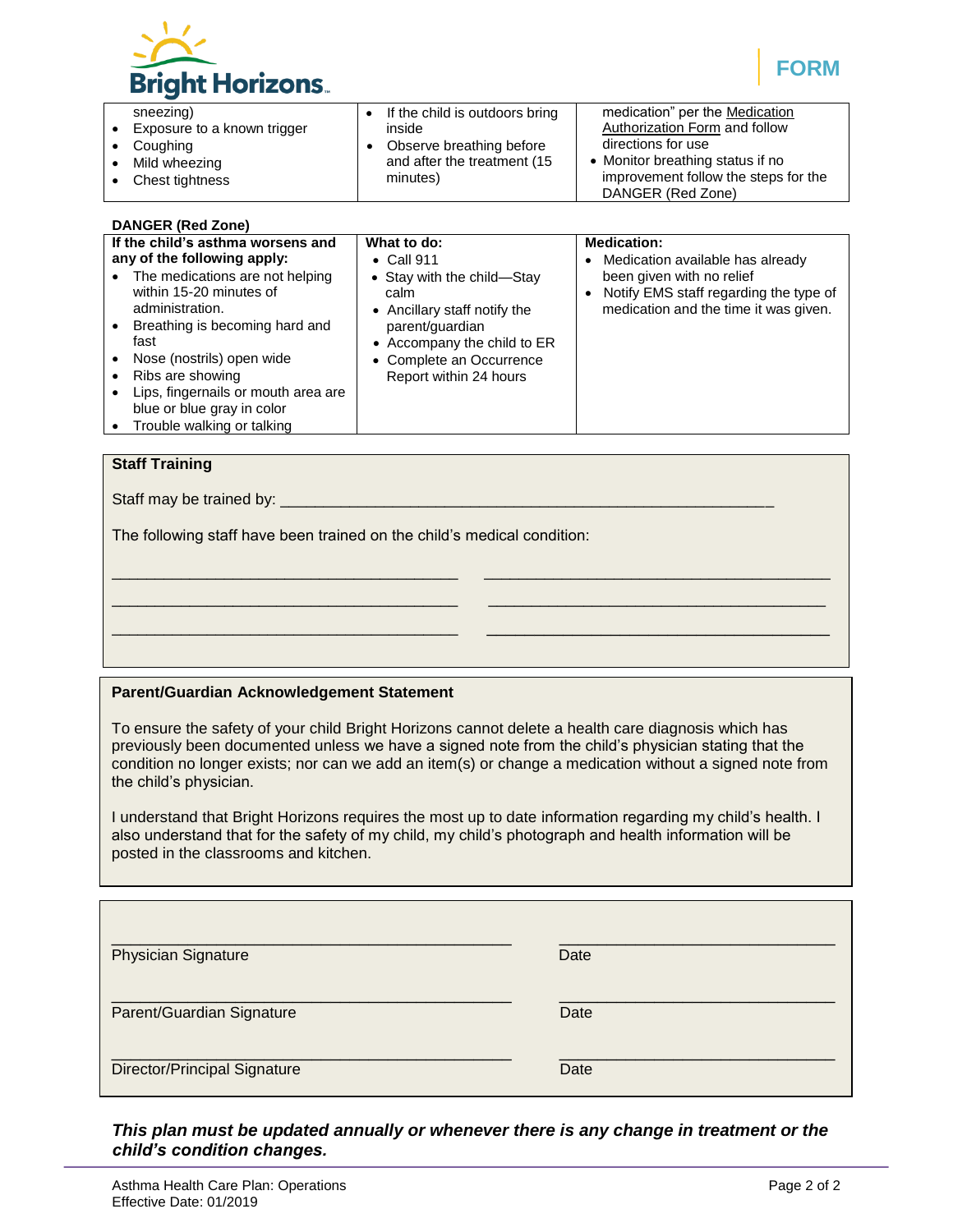| | | |
|---|---|---|
| sneezing)<br>• Exposure to a known trigger<br>• Coughing<br>• Mild wheezing<br>• Chest tightness | • If the child is outdoors bring inside<br>• Observe breathing before and after the treatment (15 minutes) | medication" per the Medication Authorization Form and follow directions for use<br>• Monitor breathing status if no improvement follow the steps for the DANGER (Red Zone) |

**DANGER (Red Zone)**

| If the child's asthma worsens and any of the following apply: | What to do: | Medication: |
|---|---|---|
| • The medications are not helping within 15-20 minutes of administration.<br>• Breathing is becoming hard and fast<br>• Nose (nostrils) open wide<br>• Ribs are showing<br>• Lips, fingernails or mouth area are blue or blue gray in color<br>• Trouble walking or talking | • Call 911<br>• Stay with the child—Stay calm<br>• Ancillary staff notify the parent/guardian<br>• Accompany the child to ER<br>• Complete an Occurrence Report within 24 hours | • Medication available has already been given with no relief<br>• Notify EMS staff regarding the type of medication and the time it was given. |

**Staff Training**

Staff may be trained by: ____________________________________________________________

The following staff have been trained on the child's medical condition:

___________________________________________ ___________________________________________

___________________________________________ ___________________________________________

___________________________________________ ___________________________________________

**Parent/Guardian Acknowledgement Statement**

To ensure the safety of your child Bright Horizons cannot delete a health care diagnosis which has previously been documented unless we have a signed note from the child's physician stating that the condition no longer exists; nor can we add an item(s) or change a medication without a signed note from the child's physician.

I understand that Bright Horizons requires the most up to date information regarding my child's health. I also understand that for the safety of my child, my child's photograph and health information will be posted in the classrooms and kitchen.

_____________________________________________ ______________________________

Physician Signature Date

_____________________________________________ ______________________________

Parent/Guardian Signature Date

_____________________________________________ ______________________________

Director/Principal Signature Date

***This plan must be updated annually or whenever there is any change in treatment or the child's condition changes.***

Asthma Health Care Plan: Operations
Effective Date: 01/2019